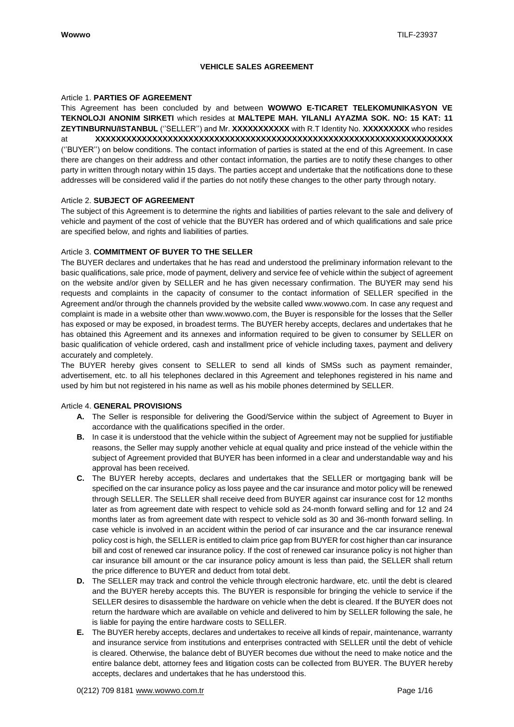# VEHICLE SALES AGREEMENT

Article 1. **PARTIES OF AGREEMENT**

This Agreement has been concluded by and between **WOWWO E-TICARET TELEKOMUNIKASYON VE TEKNOLOJI ANONIM SIRKETI** which resides at **MALTEPE MAH. YILANLI AYAZMA SOK. NO: 15 KAT: 11 ZEYTINBURNU/ISTANBUL** (''SELLER'') and Mr. **XXXXXXXXXXX** with R.T Identity No. **XXXXXXXXX** who resides at **XXXXXXXXXXXXXXXXXXXXXXXXXXXXXXXXXXXXXXXXXXXXXXXXXXXXXXXXXXXXXXXXXXX** (''BUYER'') on below conditions. The contact information of parties is stated at the end of this Agreement. In case there are changes on their address and other contact information, the parties are to notify these changes to other party in written through notary within 15 days. The parties accept and undertake that the notifications done to these addresses will be considered valid if the parties do not notify these changes to the other party through notary.

Article 2. **SUBJECT OF AGREEMENT**

The subject of this Agreement is to determine the rights and liabilities of parties relevant to the sale and delivery of vehicle and payment of the cost of vehicle that the BUYER has ordered and of which qualifications and sale price are specified below, and rights and liabilities of parties.

Article 3. **COMMITMENT OF BUYER TO THE SELLER**

The BUYER declares and undertakes that he has read and understood the preliminary information relevant to the basic qualifications, sale price, mode of payment, delivery and service fee of vehicle within the subject of agreement on the website and/or given by SELLER and he has given necessary confirmation. The BUYER may send his requests and complaints in the capacity of consumer to the contact information of SELLER specified in the Agreement and/or through the channels provided by the website called www.wowwo.com. In case any request and complaint is made in a website other than www.wowwo.com, the Buyer is responsible for the losses that the Seller has exposed or may be exposed, in broadest terms. The BUYER hereby accepts, declares and undertakes that he has obtained this Agreement and its annexes and information required to be given to consumer by SELLER on basic qualification of vehicle ordered, cash and installment price of vehicle including taxes, payment and delivery accurately and completely.

The BUYER hereby gives consent to SELLER to send all kinds of SMSs such as payment remainder, advertisement, etc. to all his telephones declared in this Agreement and telephones registered in his name and used by him but not registered in his name as well as his mobile phones determined by SELLER.

Article 4. **GENERAL PROVISIONS**

- **A.** The Seller is responsible for delivering the Good/Service within the subject of Agreement to Buyer in accordance with the qualifications specified in the order.
- **B.** In case it is understood that the vehicle within the subject of Agreement may not be supplied for justifiable reasons, the Seller may supply another vehicle at equal quality and price instead of the vehicle within the subject of Agreement provided that BUYER has been informed in a clear and understandable way and his approval has been received.
- **C.** The BUYER hereby accepts, declares and undertakes that the SELLER or mortgaging bank will be specified on the car insurance policy as loss payee and the car insurance and motor policy will be renewed through SELLER. The SELLER shall receive deed from BUYER against car insurance cost for 12 months later as from agreement date with respect to vehicle sold as 24-month forward selling and for 12 and 24 months later as from agreement date with respect to vehicle sold as 30 and 36-month forward selling. In case vehicle is involved in an accident within the period of car insurance and the car insurance renewal policy cost is high, the SELLER is entitled to claim price gap from BUYER for cost higher than car insurance bill and cost of renewed car insurance policy. If the cost of renewed car insurance policy is not higher than car insurance bill amount or the car insurance policy amount is less than paid, the SELLER shall return the price difference to BUYER and deduct from total debt.
- **D.** The SELLER may track and control the vehicle through electronic hardware, etc. until the debt is cleared and the BUYER hereby accepts this. The BUYER is responsible for bringing the vehicle to service if the SELLER desires to disassemble the hardware on vehicle when the debt is cleared. If the BUYER does not return the hardware which are available on vehicle and delivered to him by SELLER following the sale, he is liable for paying the entire hardware costs to SELLER.
- **E.** The BUYER hereby accepts, declares and undertakes to receive all kinds of repair, maintenance, warranty and insurance service from institutions and enterprises contracted with SELLER until the debt of vehicle is cleared. Otherwise, the balance debt of BUYER becomes due without the need to make notice and the entire balance debt, attorney fees and litigation costs can be collected from BUYER. The BUYER hereby accepts, declares and undertakes that he has understood this.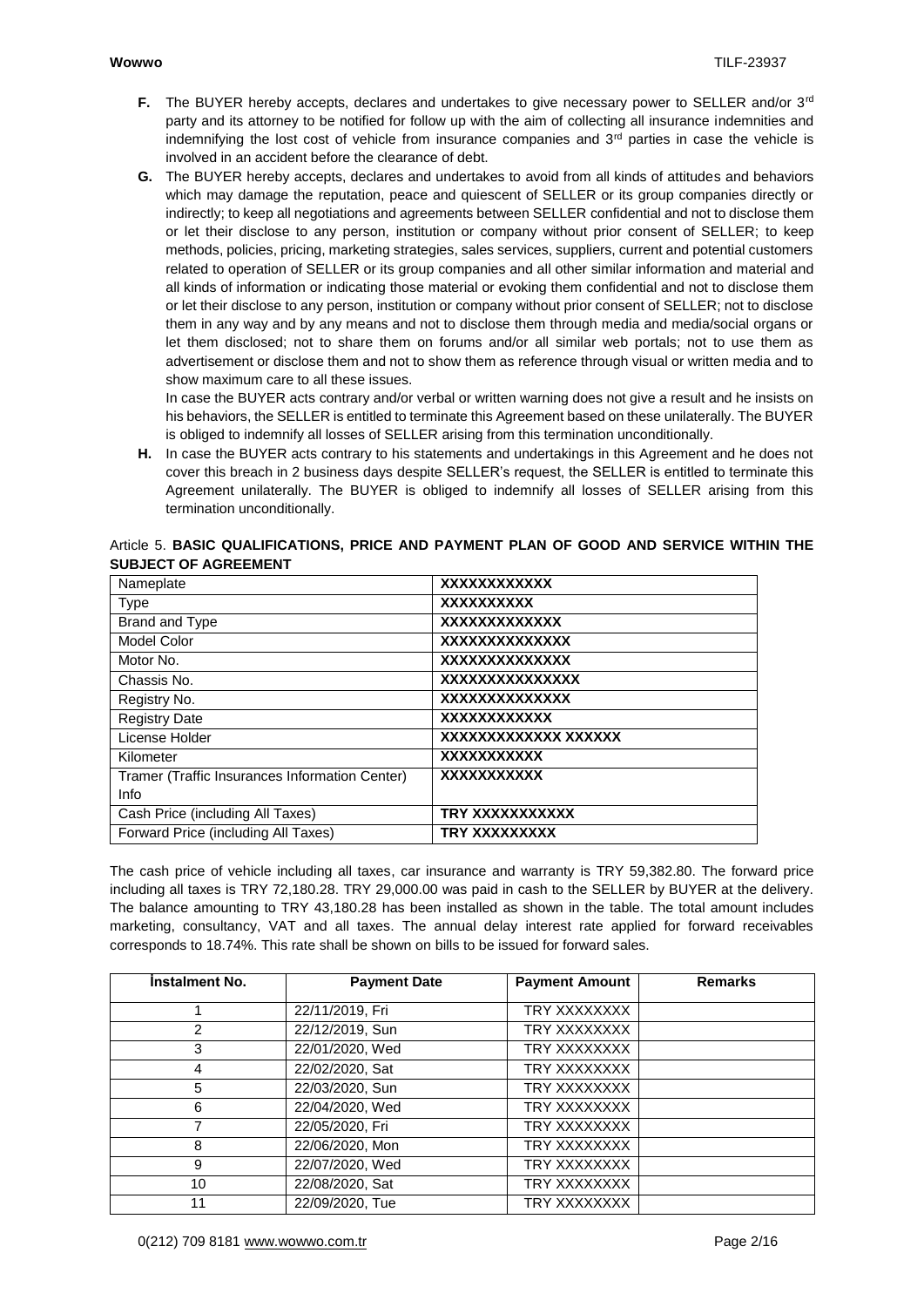**F.** The BUYER hereby accepts, declares and undertakes to give necessary power to SELLER and/or 3rd party and its attorney to be notified for follow up with the aim of collecting all insurance indemnities and indemnifying the lost cost of vehicle from insurance companies and 3rd parties in case the vehicle is involved in an accident before the clearance of debt.

**G.** The BUYER hereby accepts, declares and undertakes to avoid from all kinds of attitudes and behaviors which may damage the reputation, peace and quiescent of SELLER or its group companies directly or indirectly; to keep all negotiations and agreements between SELLER confidential and not to disclose them or let their disclose to any person, institution or company without prior consent of SELLER; to keep methods, policies, pricing, marketing strategies, sales services, suppliers, current and potential customers related to operation of SELLER or its group companies and all other similar information and material and all kinds of information or indicating those material or evoking them confidential and not to disclose them or let their disclose to any person, institution or company without prior consent of SELLER; not to disclose them in any way and by any means and not to disclose them through media and media/social organs or let them disclosed; not to share them on forums and/or all similar web portals; not to use them as advertisement or disclose them and not to show them as reference through visual or written media and to show maximum care to all these issues.

In case the BUYER acts contrary and/or verbal or written warning does not give a result and he insists on his behaviors, the SELLER is entitled to terminate this Agreement based on these unilaterally. The BUYER is obliged to indemnify all losses of SELLER arising from this termination unconditionally.

**H.** In case the BUYER acts contrary to his statements and undertakings in this Agreement and he does not cover this breach in 2 business days despite SELLER's request, the SELLER is entitled to terminate this Agreement unilaterally. The BUYER is obliged to indemnify all losses of SELLER arising from this termination unconditionally.

Article 5. **BASIC QUALIFICATIONS, PRICE AND PAYMENT PLAN OF GOOD AND SERVICE WITHIN THE SUBJECT OF AGREEMENT**

| Nameplate | **XXXXXXXXXXX** |
|---|---|
| Type | **XXXXXXXXXX** |
| Brand and Type | **XXXXXXXXXXXX** |
| Model Color | **XXXXXXXXXXXXX** |
| Motor No. | **XXXXXXXXXXXXX** |
| Chassis No. | **XXXXXXXXXXXXXX** |
| Registry No. | **XXXXXXXXXXXXX** |
| Registry Date | **XXXXXXXXXXX** |
| License Holder | **XXXXXXXXXXXXX XXXXXX** |
| Kilometer | **XXXXXXXXXXX** |
| Tramer (Traffic Insurances Information Center) Info | **XXXXXXXXXXX** |
| Cash Price (including All Taxes) | **TRY XXXXXXXXXXX** |
| Forward Price (including All Taxes) | **TRY XXXXXXXXXX** |

The cash price of vehicle including all taxes, car insurance and warranty is TRY 59,382.80. The forward price including all taxes is TRY 72,180.28. TRY 29,000.00 was paid in cash to the SELLER by BUYER at the delivery. The balance amounting to TRY 43,180.28 has been installed as shown in the table. The total amount includes marketing, consultancy, VAT and all taxes. The annual delay interest rate applied for forward receivables corresponds to 18.74%. This rate shall be shown on bills to be issued for forward sales.

| İnstalment No. | Payment Date | Payment Amount | Remarks |
|---|---|---|---|
| 1 | 22/11/2019, Fri | TRY XXXXXXXX | |
| 2 | 22/12/2019, Sun | TRY XXXXXXXX | |
| 3 | 22/01/2020, Wed | TRY XXXXXXXX | |
| 4 | 22/02/2020, Sat | TRY XXXXXXXX | |
| 5 | 22/03/2020, Sun | TRY XXXXXXXX | |
| 6 | 22/04/2020, Wed | TRY XXXXXXXX | |
| 7 | 22/05/2020, Fri | TRY XXXXXXXX | |
| 8 | 22/06/2020, Mon | TRY XXXXXXXX | |
| 9 | 22/07/2020, Wed | TRY XXXXXXXX | |
| 10 | 22/08/2020, Sat | TRY XXXXXXXX | |
| 11 | 22/09/2020, Tue | TRY XXXXXXXX | |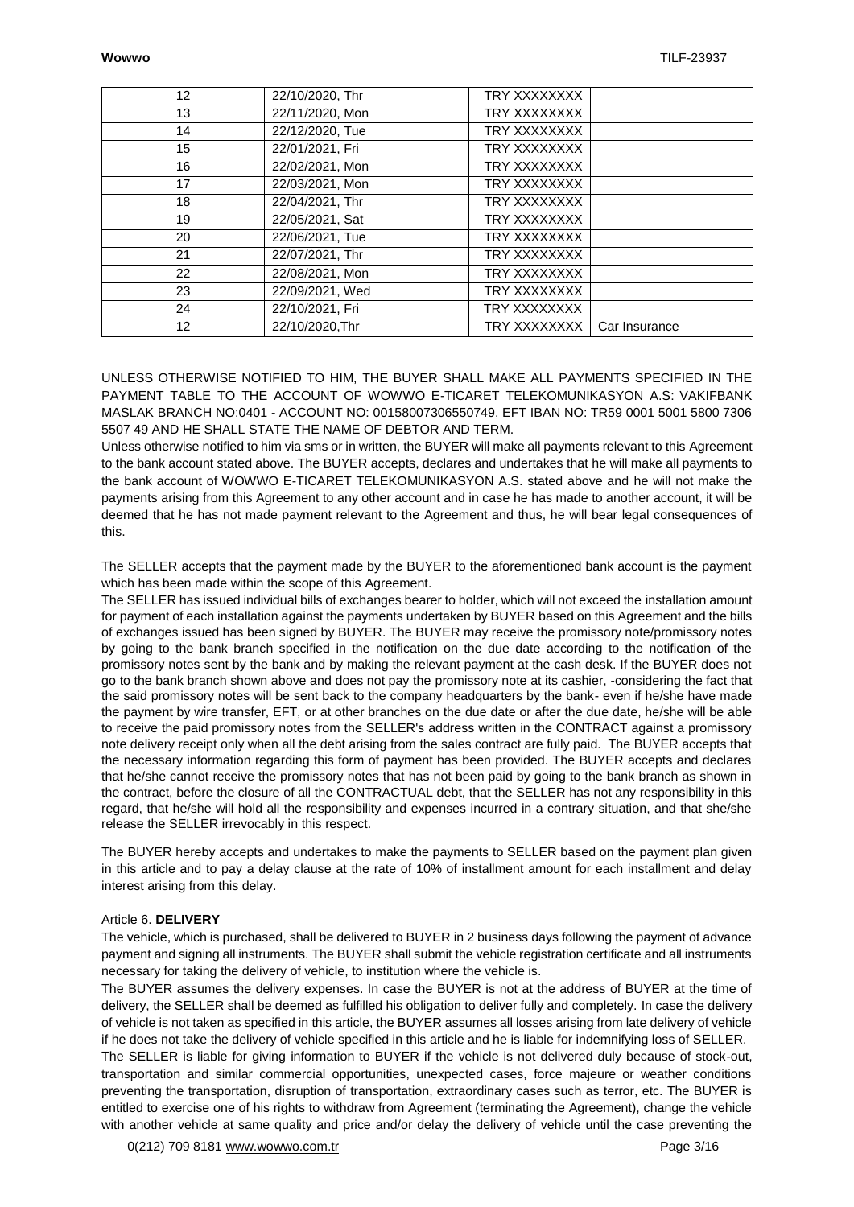| | | | |
|---|---|---|---|
| 12 | 22/10/2020, Thr | TRY XXXXXXXX | |
| 13 | 22/11/2020, Mon | TRY XXXXXXXX | |
| 14 | 22/12/2020, Tue | TRY XXXXXXXX | |
| 15 | 22/01/2021, Fri | TRY XXXXXXXX | |
| 16 | 22/02/2021, Mon | TRY XXXXXXXX | |
| 17 | 22/03/2021, Mon | TRY XXXXXXXX | |
| 18 | 22/04/2021, Thr | TRY XXXXXXXX | |
| 19 | 22/05/2021, Sat | TRY XXXXXXXX | |
| 20 | 22/06/2021, Tue | TRY XXXXXXXX | |
| 21 | 22/07/2021, Thr | TRY XXXXXXXX | |
| 22 | 22/08/2021, Mon | TRY XXXXXXXX | |
| 23 | 22/09/2021, Wed | TRY XXXXXXXX | |
| 24 | 22/10/2021, Fri | TRY XXXXXXXX | |
| 12 | 22/10/2020,Thr | TRY XXXXXXXX | Car Insurance |

UNLESS OTHERWISE NOTIFIED TO HIM, THE BUYER SHALL MAKE ALL PAYMENTS SPECIFIED IN THE PAYMENT TABLE TO THE ACCOUNT OF WOWWO E-TICARET TELEKOMUNIKASYON A.S: VAKIFBANK MASLAK BRANCH NO:0401 - ACCOUNT NO: 00158007306550749, EFT IBAN NO: TR59 0001 5001 5800 7306 5507 49 AND HE SHALL STATE THE NAME OF DEBTOR AND TERM.

Unless otherwise notified to him via sms or in written, the BUYER will make all payments relevant to this Agreement to the bank account stated above. The BUYER accepts, declares and undertakes that he will make all payments to the bank account of WOWWO E-TICARET TELEKOMUNIKASYON A.S. stated above and he will not make the payments arising from this Agreement to any other account and in case he has made to another account, it will be deemed that he has not made payment relevant to the Agreement and thus, he will bear legal consequences of this.

The SELLER accepts that the payment made by the BUYER to the aforementioned bank account is the payment which has been made within the scope of this Agreement.

The SELLER has issued individual bills of exchanges bearer to holder, which will not exceed the installation amount for payment of each installation against the payments undertaken by BUYER based on this Agreement and the bills of exchanges issued has been signed by BUYER. The BUYER may receive the promissory note/promissory notes by going to the bank branch specified in the notification on the due date according to the notification of the promissory notes sent by the bank and by making the relevant payment at the cash desk. If the BUYER does not go to the bank branch shown above and does not pay the promissory note at its cashier, -considering the fact that the said promissory notes will be sent back to the company headquarters by the bank- even if he/she have made the payment by wire transfer, EFT, or at other branches on the due date or after the due date, he/she will be able to receive the paid promissory notes from the SELLER's address written in the CONTRACT against a promissory note delivery receipt only when all the debt arising from the sales contract are fully paid. The BUYER accepts that the necessary information regarding this form of payment has been provided. The BUYER accepts and declares that he/she cannot receive the promissory notes that has not been paid by going to the bank branch as shown in the contract, before the closure of all the CONTRACTUAL debt, that the SELLER has not any responsibility in this regard, that he/she will hold all the responsibility and expenses incurred in a contrary situation, and that she/she release the SELLER irrevocably in this respect.

The BUYER hereby accepts and undertakes to make the payments to SELLER based on the payment plan given in this article and to pay a delay clause at the rate of 10% of installment amount for each installment and delay interest arising from this delay.

Article 6. **DELIVERY**

The vehicle, which is purchased, shall be delivered to BUYER in 2 business days following the payment of advance payment and signing all instruments. The BUYER shall submit the vehicle registration certificate and all instruments necessary for taking the delivery of vehicle, to institution where the vehicle is.

The BUYER assumes the delivery expenses. In case the BUYER is not at the address of BUYER at the time of delivery, the SELLER shall be deemed as fulfilled his obligation to deliver fully and completely. In case the delivery of vehicle is not taken as specified in this article, the BUYER assumes all losses arising from late delivery of vehicle if he does not take the delivery of vehicle specified in this article and he is liable for indemnifying loss of SELLER.

The SELLER is liable for giving information to BUYER if the vehicle is not delivered duly because of stock-out, transportation and similar commercial opportunities, unexpected cases, force majeure or weather conditions preventing the transportation, disruption of transportation, extraordinary cases such as terror, etc. The BUYER is entitled to exercise one of his rights to withdraw from Agreement (terminating the Agreement), change the vehicle with another vehicle at same quality and price and/or delay the delivery of vehicle until the case preventing the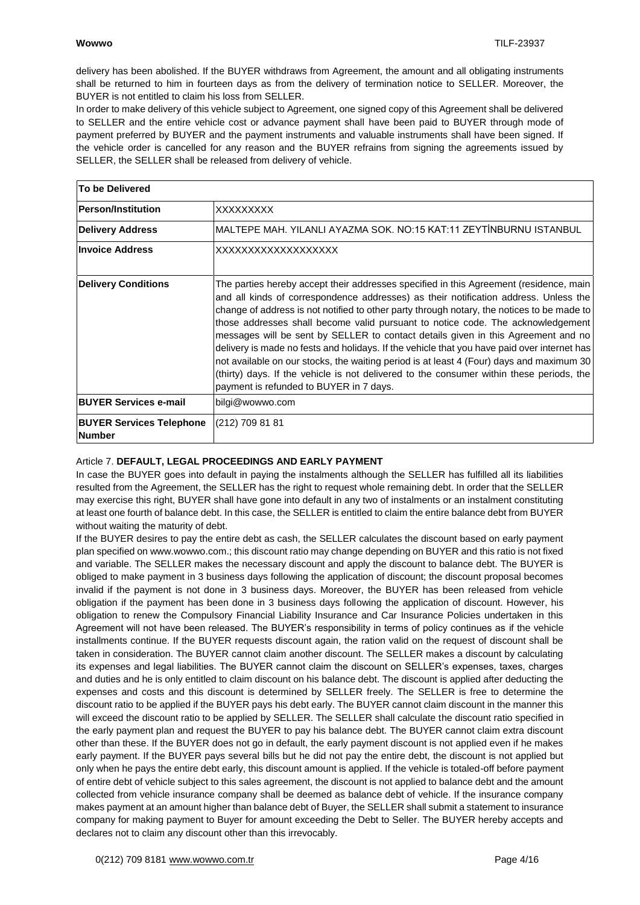delivery has been abolished. If the BUYER withdraws from Agreement, the amount and all obligating instruments shall be returned to him in fourteen days as from the delivery of termination notice to SELLER. Moreover, the BUYER is not entitled to claim his loss from SELLER.

In order to make delivery of this vehicle subject to Agreement, one signed copy of this Agreement shall be delivered to SELLER and the entire vehicle cost or advance payment shall have been paid to BUYER through mode of payment preferred by BUYER and the payment instruments and valuable instruments shall have been signed. If the vehicle order is cancelled for any reason and the BUYER refrains from signing the agreements issued by SELLER, the SELLER shall be released from delivery of vehicle.

| To be Delivered | |
|---|---|
| **Person/Institution** | XXXXXXXXX |
| **Delivery Address** | MALTEPE MAH. YILANLI AYAZMA SOK. NO:15 KAT:11 ZEYTİNBURNU ISTANBUL |
| **Invoice Address** | XXXXXXXXXXXXXXXXXX |
| **Delivery Conditions** | The parties hereby accept their addresses specified in this Agreement (residence, main and all kinds of correspondence addresses) as their notification address. Unless the change of address is not notified to other party through notary, the notices to be made to those addresses shall become valid pursuant to notice code. The acknowledgement messages will be sent by SELLER to contact details given in this Agreement and no delivery is made no fests and holidays. If the vehicle that you have paid over internet has not available on our stocks, the waiting period is at least 4 (Four) days and maximum 30 (thirty) days. If the vehicle is not delivered to the consumer within these periods, the payment is refunded to BUYER in 7 days. |
| **BUYER Services e-mail** | bilgi@wowwo.com |
| **BUYER Services Telephone Number** | (212) 709 81 81 |

## Article 7. **DEFAULT, LEGAL PROCEEDINGS AND EARLY PAYMENT**

In case the BUYER goes into default in paying the instalments although the SELLER has fulfilled all its liabilities resulted from the Agreement, the SELLER has the right to request whole remaining debt. In order that the SELLER may exercise this right, BUYER shall have gone into default in any two of instalments or an instalment constituting at least one fourth of balance debt. In this case, the SELLER is entitled to claim the entire balance debt from BUYER without waiting the maturity of debt.

If the BUYER desires to pay the entire debt as cash, the SELLER calculates the discount based on early payment plan specified on www.wowwo.com.; this discount ratio may change depending on BUYER and this ratio is not fixed and variable. The SELLER makes the necessary discount and apply the discount to balance debt. The BUYER is obliged to make payment in 3 business days following the application of discount; the discount proposal becomes invalid if the payment is not done in 3 business days. Moreover, the BUYER has been released from vehicle obligation if the payment has been done in 3 business days following the application of discount. However, his obligation to renew the Compulsory Financial Liability Insurance and Car Insurance Policies undertaken in this Agreement will not have been released. The BUYER's responsibility in terms of policy continues as if the vehicle installments continue. If the BUYER requests discount again, the ration valid on the request of discount shall be taken in consideration. The BUYER cannot claim another discount. The SELLER makes a discount by calculating its expenses and legal liabilities. The BUYER cannot claim the discount on SELLER's expenses, taxes, charges and duties and he is only entitled to claim discount on his balance debt. The discount is applied after deducting the expenses and costs and this discount is determined by SELLER freely. The SELLER is free to determine the discount ratio to be applied if the BUYER pays his debt early. The BUYER cannot claim discount in the manner this will exceed the discount ratio to be applied by SELLER. The SELLER shall calculate the discount ratio specified in the early payment plan and request the BUYER to pay his balance debt. The BUYER cannot claim extra discount other than these. If the BUYER does not go in default, the early payment discount is not applied even if he makes early payment. If the BUYER pays several bills but he did not pay the entire debt, the discount is not applied but only when he pays the entire debt early, this discount amount is applied. If the vehicle is totaled-off before payment of entire debt of vehicle subject to this sales agreement, the discount is not applied to balance debt and the amount collected from vehicle insurance company shall be deemed as balance debt of vehicle. If the insurance company makes payment at an amount higher than balance debt of Buyer, the SELLER shall submit a statement to insurance company for making payment to Buyer for amount exceeding the Debt to Seller. The BUYER hereby accepts and declares not to claim any discount other than this irrevocably.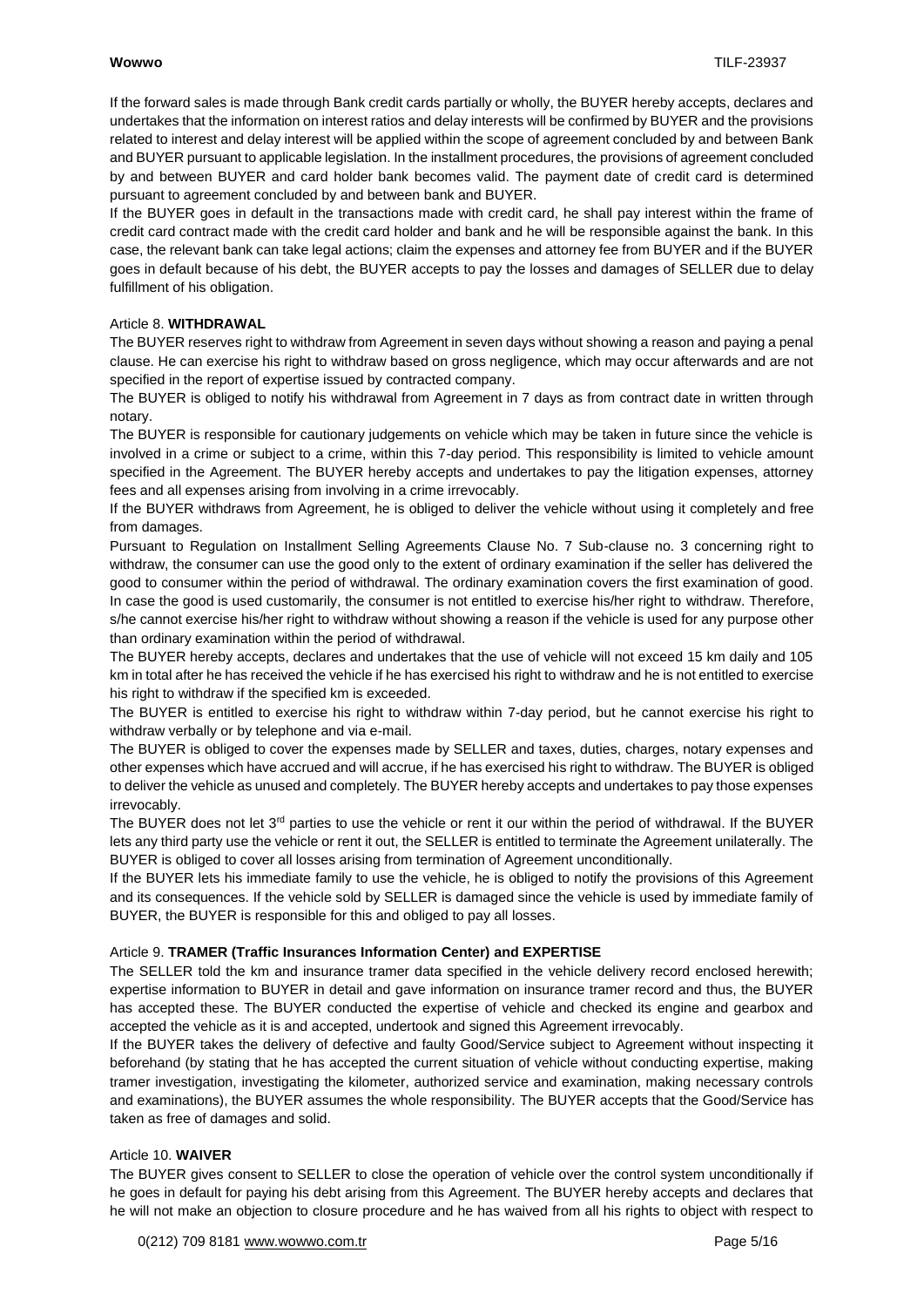If the forward sales is made through Bank credit cards partially or wholly, the BUYER hereby accepts, declares and undertakes that the information on interest ratios and delay interests will be confirmed by BUYER and the provisions related to interest and delay interest will be applied within the scope of agreement concluded by and between Bank and BUYER pursuant to applicable legislation. In the installment procedures, the provisions of agreement concluded by and between BUYER and card holder bank becomes valid. The payment date of credit card is determined pursuant to agreement concluded by and between bank and BUYER.

If the BUYER goes in default in the transactions made with credit card, he shall pay interest within the frame of credit card contract made with the credit card holder and bank and he will be responsible against the bank. In this case, the relevant bank can take legal actions; claim the expenses and attorney fee from BUYER and if the BUYER goes in default because of his debt, the BUYER accepts to pay the losses and damages of SELLER due to delay fulfillment of his obligation.

Article 8. **WITHDRAWAL**

The BUYER reserves right to withdraw from Agreement in seven days without showing a reason and paying a penal clause. He can exercise his right to withdraw based on gross negligence, which may occur afterwards and are not specified in the report of expertise issued by contracted company.

The BUYER is obliged to notify his withdrawal from Agreement in 7 days as from contract date in written through notary.

The BUYER is responsible for cautionary judgements on vehicle which may be taken in future since the vehicle is involved in a crime or subject to a crime, within this 7-day period. This responsibility is limited to vehicle amount specified in the Agreement. The BUYER hereby accepts and undertakes to pay the litigation expenses, attorney fees and all expenses arising from involving in a crime irrevocably.

If the BUYER withdraws from Agreement, he is obliged to deliver the vehicle without using it completely and free from damages.

Pursuant to Regulation on Installment Selling Agreements Clause No. 7 Sub-clause no. 3 concerning right to withdraw, the consumer can use the good only to the extent of ordinary examination if the seller has delivered the good to consumer within the period of withdrawal. The ordinary examination covers the first examination of good. In case the good is used customarily, the consumer is not entitled to exercise his/her right to withdraw. Therefore, s/he cannot exercise his/her right to withdraw without showing a reason if the vehicle is used for any purpose other than ordinary examination within the period of withdrawal.

The BUYER hereby accepts, declares and undertakes that the use of vehicle will not exceed 15 km daily and 105 km in total after he has received the vehicle if he has exercised his right to withdraw and he is not entitled to exercise his right to withdraw if the specified km is exceeded.

The BUYER is entitled to exercise his right to withdraw within 7-day period, but he cannot exercise his right to withdraw verbally or by telephone and via e-mail.

The BUYER is obliged to cover the expenses made by SELLER and taxes, duties, charges, notary expenses and other expenses which have accrued and will accrue, if he has exercised his right to withdraw. The BUYER is obliged to deliver the vehicle as unused and completely. The BUYER hereby accepts and undertakes to pay those expenses irrevocably.

The BUYER does not let 3rd parties to use the vehicle or rent it our within the period of withdrawal. If the BUYER lets any third party use the vehicle or rent it out, the SELLER is entitled to terminate the Agreement unilaterally. The BUYER is obliged to cover all losses arising from termination of Agreement unconditionally.

If the BUYER lets his immediate family to use the vehicle, he is obliged to notify the provisions of this Agreement and its consequences. If the vehicle sold by SELLER is damaged since the vehicle is used by immediate family of BUYER, the BUYER is responsible for this and obliged to pay all losses.

Article 9. **TRAMER (Traffic Insurances Information Center) and EXPERTISE**

The SELLER told the km and insurance tramer data specified in the vehicle delivery record enclosed herewith; expertise information to BUYER in detail and gave information on insurance tramer record and thus, the BUYER has accepted these. The BUYER conducted the expertise of vehicle and checked its engine and gearbox and accepted the vehicle as it is and accepted, undertook and signed this Agreement irrevocably.

If the BUYER takes the delivery of defective and faulty Good/Service subject to Agreement without inspecting it beforehand (by stating that he has accepted the current situation of vehicle without conducting expertise, making tramer investigation, investigating the kilometer, authorized service and examination, making necessary controls and examinations), the BUYER assumes the whole responsibility. The BUYER accepts that the Good/Service has taken as free of damages and solid.

Article 10. **WAIVER**

The BUYER gives consent to SELLER to close the operation of vehicle over the control system unconditionally if he goes in default for paying his debt arising from this Agreement. The BUYER hereby accepts and declares that he will not make an objection to closure procedure and he has waived from all his rights to object with respect to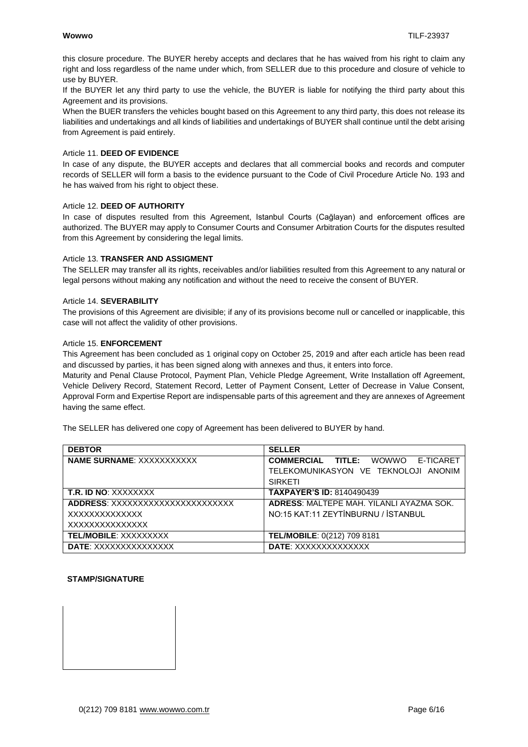this closure procedure. The BUYER hereby accepts and declares that he has waived from his right to claim any right and loss regardless of the name under which, from SELLER due to this procedure and closure of vehicle to use by BUYER.

If the BUYER let any third party to use the vehicle, the BUYER is liable for notifying the third party about this Agreement and its provisions.

When the BUER transfers the vehicles bought based on this Agreement to any third party, this does not release its liabilities and undertakings and all kinds of liabilities and undertakings of BUYER shall continue until the debt arising from Agreement is paid entirely.

Article 11. **DEED OF EVIDENCE**

In case of any dispute, the BUYER accepts and declares that all commercial books and records and computer records of SELLER will form a basis to the evidence pursuant to the Code of Civil Procedure Article No. 193 and he has waived from his right to object these.

Article 12. **DEED OF AUTHORITY**

In case of disputes resulted from this Agreement, Istanbul Courts (Cağlayan) and enforcement offices are authorized. The BUYER may apply to Consumer Courts and Consumer Arbitration Courts for the disputes resulted from this Agreement by considering the legal limits.

Article 13. **TRANSFER AND ASSIGMENT**

The SELLER may transfer all its rights, receivables and/or liabilities resulted from this Agreement to any natural or legal persons without making any notification and without the need to receive the consent of BUYER.

Article 14. **SEVERABILITY**

The provisions of this Agreement are divisible; if any of its provisions become null or cancelled or inapplicable, this case will not affect the validity of other provisions.

Article 15. **ENFORCEMENT**

This Agreement has been concluded as 1 original copy on October 25, 2019 and after each article has been read and discussed by parties, it has been signed along with annexes and thus, it enters into force.

Maturity and Penal Clause Protocol, Payment Plan, Vehicle Pledge Agreement, Write Installation off Agreement, Vehicle Delivery Record, Statement Record, Letter of Payment Consent, Letter of Decrease in Value Consent, Approval Form and Expertise Report are indispensable parts of this agreement and they are annexes of Agreement having the same effect.

The SELLER has delivered one copy of Agreement has been delivered to BUYER by hand.

| **DEBTOR** | **SELLER** |
| --- | --- |
| **NAME SURNAME**: XXXXXXXXXX | **COMMERCIAL TITLE:** WOWWO E-TICARET TELEKOMUNIKASYON VE TEKNOLOJI ANONIM SIRKETI |
| **T.R. ID NO**: XXXXXXXX | **TAXPAYER'S ID:** 8140490439 |
| **ADDRESS**: XXXXXXXXXXXXXXXXXXXXX XXXXXXXXXXXXX XXXXXXXXXXXXXX | **ADRESS**: MALTEPE MAH. YILANLI AYAZMA SOK. NO:15 KAT:11 ZEYTİNBURNU / İSTANBUL |
| **TEL/MOBILE**: XXXXXXXXX | **TEL/MOBILE**: 0(212) 709 8181 |
| **DATE**: XXXXXXXXXXXXXX | **DATE**: XXXXXXXXXXXXX |

**STAMP/SIGNATURE**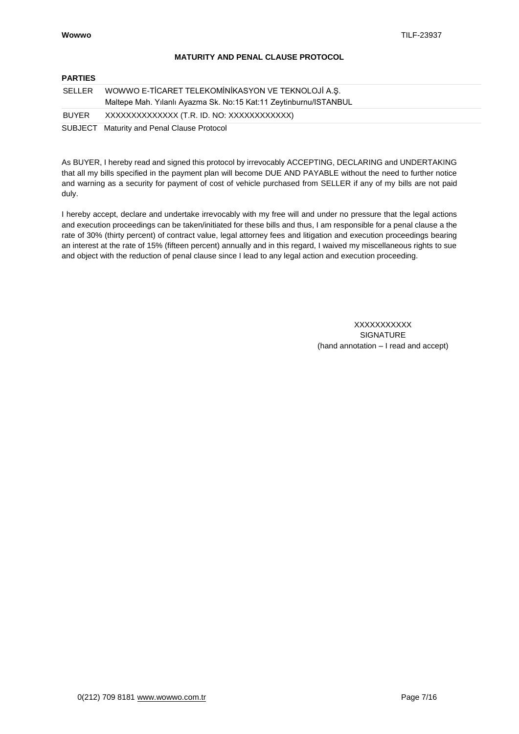# MATURITY AND PENAL CLAUSE PROTOCOL

**PARTIES**

| | |
|---|---|
| SELLER | WOWWO E-TİCARET TELEKOMİNİKASYON VE TEKNOLOJİ A.Ş.<br>Maltepe Mah. Yılanlı Ayazma Sk. No:15 Kat:11 Zeytinburnu/ISTANBUL |
| BUYER | XXXXXXXXXXXXX (T.R. ID. NO: XXXXXXXXXXXX) |
| SUBJECT | Maturity and Penal Clause Protocol |

As BUYER, I hereby read and signed this protocol by irrevocably ACCEPTING, DECLARING and UNDERTAKING that all my bills specified in the payment plan will become DUE AND PAYABLE without the need to further notice and warning as a security for payment of cost of vehicle purchased from SELLER if any of my bills are not paid duly.

I hereby accept, declare and undertake irrevocably with my free will and under no pressure that the legal actions and execution proceedings can be taken/initiated for these bills and thus, I am responsible for a penal clause a the rate of 30% (thirty percent) of contract value, legal attorney fees and litigation and execution proceedings bearing an interest at the rate of 15% (fifteen percent) annually and in this regard, I waived my miscellaneous rights to sue and object with the reduction of penal clause since I lead to any legal action and execution proceeding.

XXXXXXXXXXX
SIGNATURE
(hand annotation – I read and accept)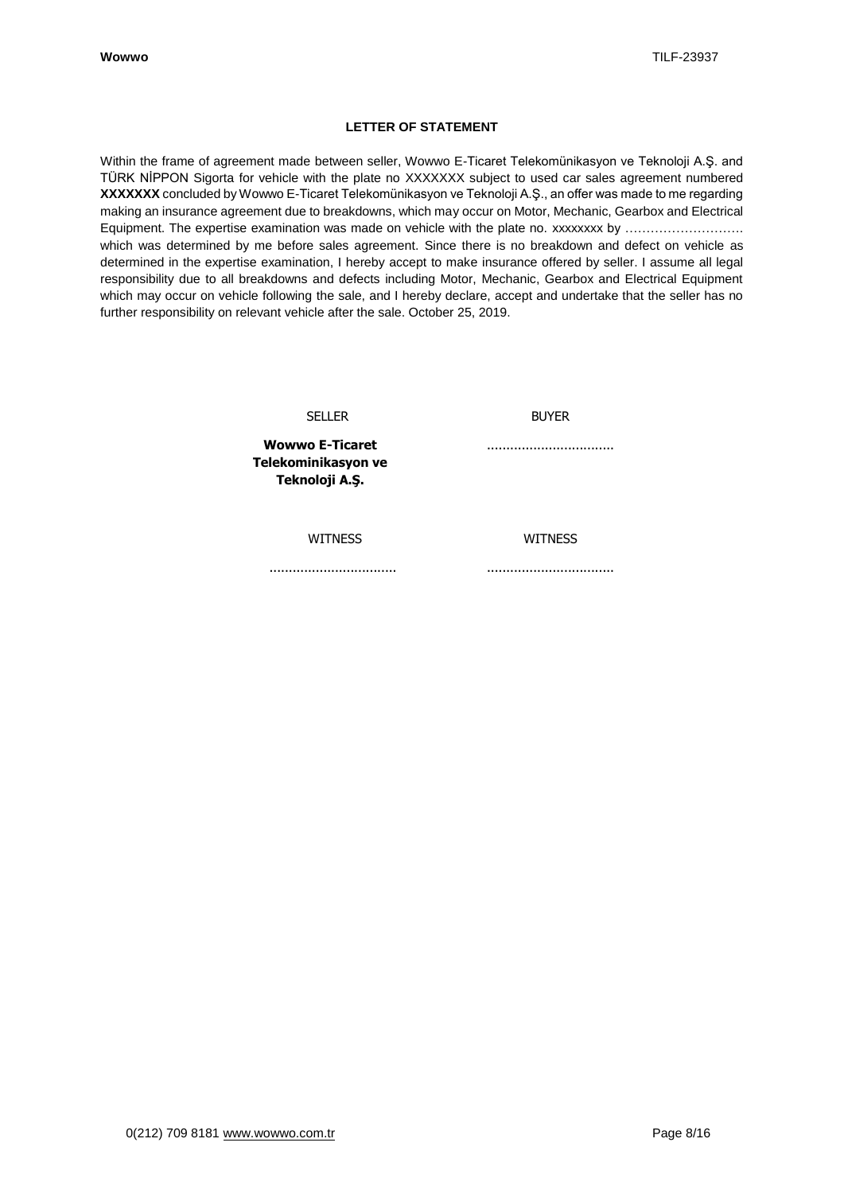## LETTER OF STATEMENT

Within the frame of agreement made between seller, Wowwo E-Ticaret Telekomünikasyon ve Teknoloji A.Ş. and TÜRK NİPPON Sigorta for vehicle with the plate no XXXXXXX subject to used car sales agreement numbered **XXXXXXX** concluded by Wowwo E-Ticaret Telekomünikasyon ve Teknoloji A.Ş., an offer was made to me regarding making an insurance agreement due to breakdowns, which may occur on Motor, Mechanic, Gearbox and Electrical Equipment. The expertise examination was made on vehicle with the plate no. xxxxxxxx by ………………………. which was determined by me before sales agreement. Since there is no breakdown and defect on vehicle as determined in the expertise examination, I hereby accept to make insurance offered by seller. I assume all legal responsibility due to all breakdowns and defects including Motor, Mechanic, Gearbox and Electrical Equipment which may occur on vehicle following the sale, and I hereby declare, accept and undertake that the seller has no further responsibility on relevant vehicle after the sale. October 25, 2019.

| SELLER | BUYER |
|---|---|
| **Wowwo E-Ticaret Telekominikasyon ve Teknoloji A.Ş.** | ................................ |
| WITNESS | WITNESS |
| ................................ | ................................ |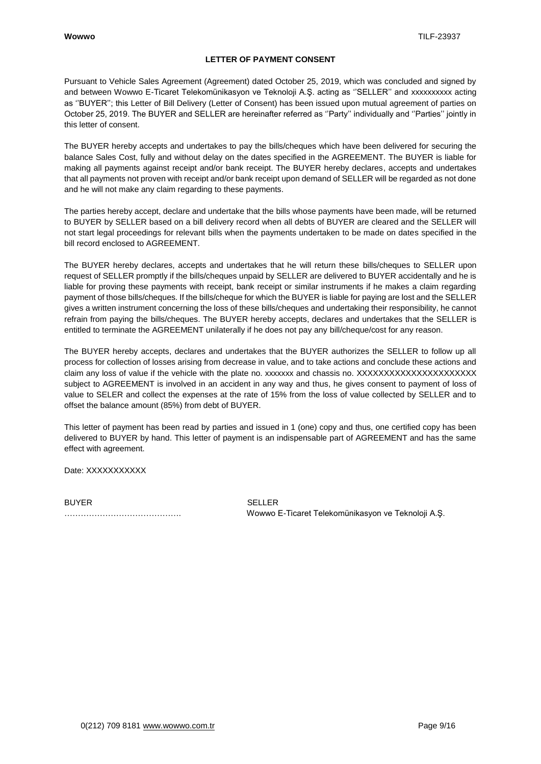## LETTER OF PAYMENT CONSENT

Pursuant to Vehicle Sales Agreement (Agreement) dated October 25, 2019, which was concluded and signed by and between Wowwo E-Ticaret Telekomünikasyon ve Teknoloji A.Ş. acting as ''SELLER'' and xxxxxxxxxx acting as ''BUYER''; this Letter of Bill Delivery (Letter of Consent) has been issued upon mutual agreement of parties on October 25, 2019. The BUYER and SELLER are hereinafter referred as ''Party'' individually and ''Parties'' jointly in this letter of consent.

The BUYER hereby accepts and undertakes to pay the bills/cheques which have been delivered for securing the balance Sales Cost, fully and without delay on the dates specified in the AGREEMENT. The BUYER is liable for making all payments against receipt and/or bank receipt. The BUYER hereby declares, accepts and undertakes that all payments not proven with receipt and/or bank receipt upon demand of SELLER will be regarded as not done and he will not make any claim regarding to these payments.

The parties hereby accept, declare and undertake that the bills whose payments have been made, will be returned to BUYER by SELLER based on a bill delivery record when all debts of BUYER are cleared and the SELLER will not start legal proceedings for relevant bills when the payments undertaken to be made on dates specified in the bill record enclosed to AGREEMENT.

The BUYER hereby declares, accepts and undertakes that he will return these bills/cheques to SELLER upon request of SELLER promptly if the bills/cheques unpaid by SELLER are delivered to BUYER accidentally and he is liable for proving these payments with receipt, bank receipt or similar instruments if he makes a claim regarding payment of those bills/cheques. If the bills/cheque for which the BUYER is liable for paying are lost and the SELLER gives a written instrument concerning the loss of these bills/cheques and undertaking their responsibility, he cannot refrain from paying the bills/cheques. The BUYER hereby accepts, declares and undertakes that the SELLER is entitled to terminate the AGREEMENT unilaterally if he does not pay any bill/cheque/cost for any reason.

The BUYER hereby accepts, declares and undertakes that the BUYER authorizes the SELLER to follow up all process for collection of losses arising from decrease in value, and to take actions and conclude these actions and claim any loss of value if the vehicle with the plate no. xxxxxxx and chassis no. XXXXXXXXXXXXXXXXXXXXXX subject to AGREEMENT is involved in an accident in any way and thus, he gives consent to payment of loss of value to SELER and collect the expenses at the rate of 15% from the loss of value collected by SELLER and to offset the balance amount (85%) from debt of BUYER.

This letter of payment has been read by parties and issued in 1 (one) copy and thus, one certified copy has been delivered to BUYER by hand. This letter of payment is an indispensable part of AGREEMENT and has the same effect with agreement.

Date: XXXXXXXXXXX

| BUYER | SELLER |
| --- | --- |
| ……………………………………. | Wowwo E-Ticaret Telekomünikasyon ve Teknoloji A.Ş. |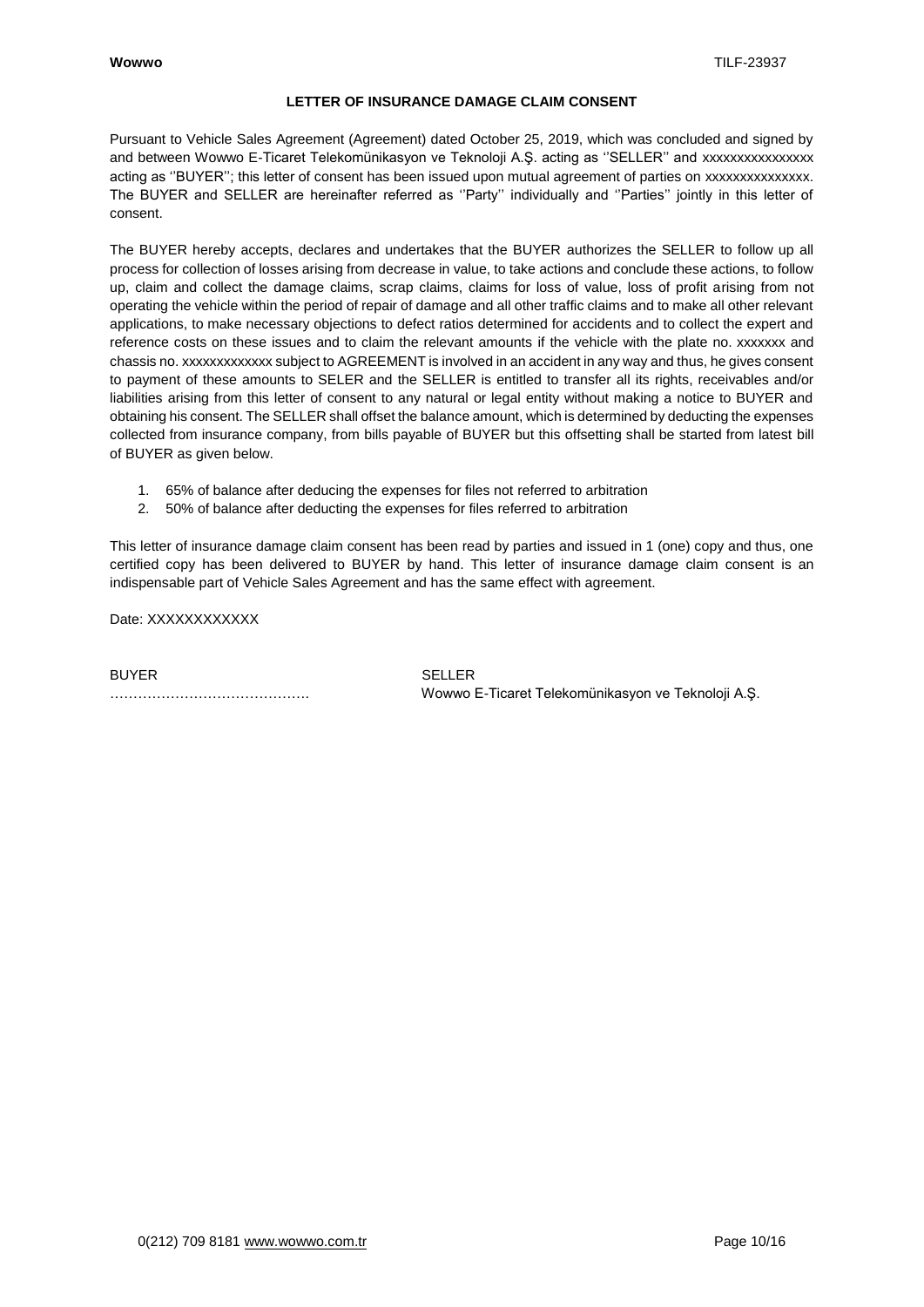# LETTER OF INSURANCE DAMAGE CLAIM CONSENT

Pursuant to Vehicle Sales Agreement (Agreement) dated October 25, 2019, which was concluded and signed by and between Wowwo E-Ticaret Telekomünikasyon ve Teknoloji A.Ş. acting as ''SELLER'' and xxxxxxxxxxxxxxxx acting as ''BUYER''; this letter of consent has been issued upon mutual agreement of parties on xxxxxxxxxxxxxxx. The BUYER and SELLER are hereinafter referred as ''Party'' individually and ''Parties'' jointly in this letter of consent.

The BUYER hereby accepts, declares and undertakes that the BUYER authorizes the SELLER to follow up all process for collection of losses arising from decrease in value, to take actions and conclude these actions, to follow up, claim and collect the damage claims, scrap claims, claims for loss of value, loss of profit arising from not operating the vehicle within the period of repair of damage and all other traffic claims and to make all other relevant applications, to make necessary objections to defect ratios determined for accidents and to collect the expert and reference costs on these issues and to claim the relevant amounts if the vehicle with the plate no. xxxxxxx and chassis no. xxxxxxxxxxxxx subject to AGREEMENT is involved in an accident in any way and thus, he gives consent to payment of these amounts to SELER and the SELLER is entitled to transfer all its rights, receivables and/or liabilities arising from this letter of consent to any natural or legal entity without making a notice to BUYER and obtaining his consent. The SELLER shall offset the balance amount, which is determined by deducting the expenses collected from insurance company, from bills payable of BUYER but this offsetting shall be started from latest bill of BUYER as given below.

1. 65% of balance after deducing the expenses for files not referred to arbitration
2. 50% of balance after deducting the expenses for files referred to arbitration

This letter of insurance damage claim consent has been read by parties and issued in 1 (one) copy and thus, one certified copy has been delivered to BUYER by hand. This letter of insurance damage claim consent is an indispensable part of Vehicle Sales Agreement and has the same effect with agreement.

Date: XXXXXXXXXXXX

| BUYER | SELLER |
| --- | --- |
| ……………………………………. | Wowwo E-Ticaret Telekomünikasyon ve Teknoloji A.Ş. |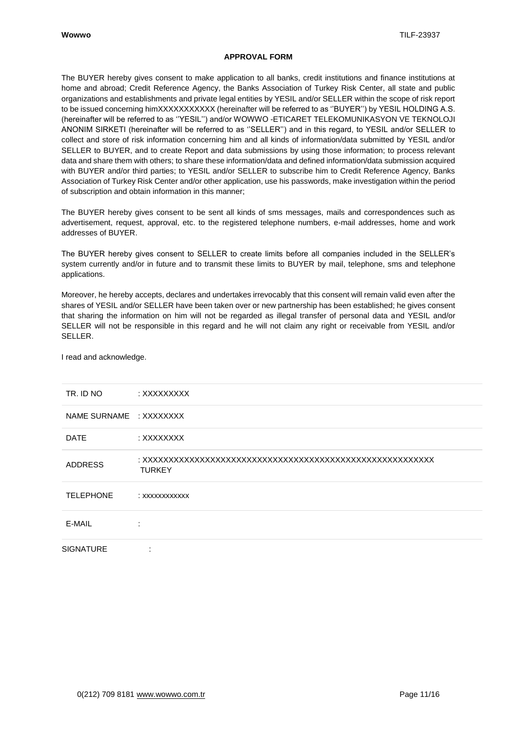## APPROVAL FORM

The BUYER hereby gives consent to make application to all banks, credit institutions and finance institutions at home and abroad; Credit Reference Agency, the Banks Association of Turkey Risk Center, all state and public organizations and establishments and private legal entities by YESIL and/or SELLER within the scope of risk report to be issued concerning himXXXXXXXXXXX (hereinafter will be referred to as ''BUYER'') by YESIL HOLDING A.S. (hereinafter will be referred to as ''YESIL'') and/or WOWWO -ETICARET TELEKOMUNIKASYON VE TEKNOLOJI ANONIM SIRKETI (hereinafter will be referred to as ''SELLER'') and in this regard, to YESIL and/or SELLER to collect and store of risk information concerning him and all kinds of information/data submitted by YESIL and/or SELLER to BUYER, and to create Report and data submissions by using those information; to process relevant data and share them with others; to share these information/data and defined information/data submission acquired with BUYER and/or third parties; to YESIL and/or SELLER to subscribe him to Credit Reference Agency, Banks Association of Turkey Risk Center and/or other application, use his passwords, make investigation within the period of subscription and obtain information in this manner;

The BUYER hereby gives consent to be sent all kinds of sms messages, mails and correspondences such as advertisement, request, approval, etc. to the registered telephone numbers, e-mail addresses, home and work addresses of BUYER.

The BUYER hereby gives consent to SELLER to create limits before all companies included in the SELLER's system currently and/or in future and to transmit these limits to BUYER by mail, telephone, sms and telephone applications.

Moreover, he hereby accepts, declares and undertakes irrevocably that this consent will remain valid even after the shares of YESIL and/or SELLER have been taken over or new partnership has been established; he gives consent that sharing the information on him will not be regarded as illegal transfer of personal data and YESIL and/or SELLER will not be responsible in this regard and he will not claim any right or receivable from YESIL and/or SELLER.

I read and acknowledge.

| | |
|---|---|
| TR. ID NO | : XXXXXXXXX |
| NAME SURNAME | : XXXXXXXX |
| DATE | : XXXXXXXX |
| ADDRESS | : XXXXXXXXXXXXXXXXXXXXXXXXXXXXXXXXXXXXXXXXXXXXXXXXXXXXXX TURKEY |
| TELEPHONE | : xxxxxxxxxxxx |
| E-MAIL | : |
| SIGNATURE | : |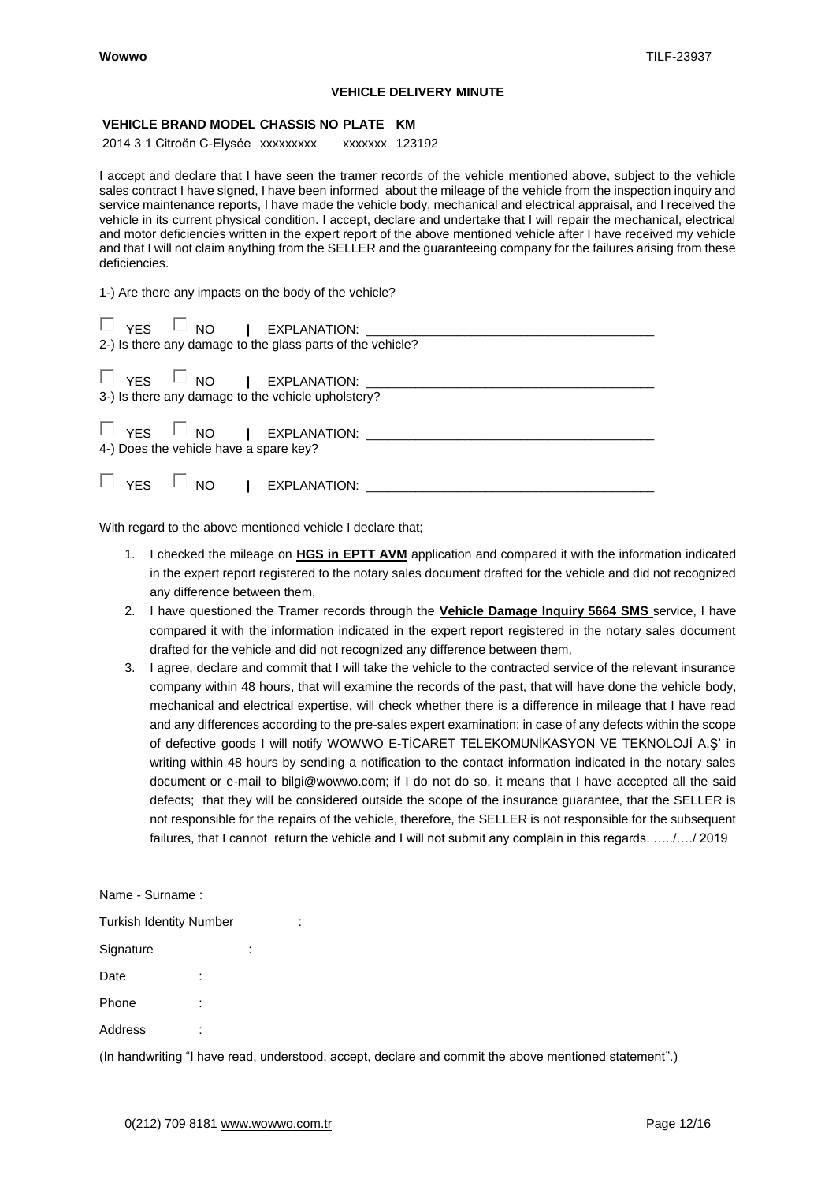**VEHICLE DELIVERY MINUTE**

**VEHICLE BRAND MODEL CHASSIS NO PLATE KM**

2014 3 1 Citroën C-Elysée xxxxxxxxx xxxxxxx 123192

I accept and declare that I have seen the tramer records of the vehicle mentioned above, subject to the vehicle sales contract I have signed, I have been informed about the mileage of the vehicle from the inspection inquiry and service maintenance reports, I have made the vehicle body, mechanical and electrical appraisal, and I received the vehicle in its current physical condition. I accept, declare and undertake that I will repair the mechanical, electrical and motor deficiencies written in the expert report of the above mentioned vehicle after I have received my vehicle and that I will not claim anything from the SELLER and the guaranteeing company for the failures arising from these deficiencies.

1-) Are there any impacts on the body of the vehicle?

☐ YES ☐ NO | EXPLANATION: ________________________________________

2-) Is there any damage to the glass parts of the vehicle?

☐ YES ☐ NO | EXPLANATION: ________________________________________

3-) Is there any damage to the vehicle upholstery?

☐ YES ☐ NO | EXPLANATION: ________________________________________

4-) Does the vehicle have a spare key?

☐ YES ☐ NO | EXPLANATION: ________________________________________

With regard to the above mentioned vehicle I declare that;

1. I checked the mileage on **HGS in EPTT AVM** application and compared it with the information indicated in the expert report registered to the notary sales document drafted for the vehicle and did not recognized any difference between them,
2. I have questioned the Tramer records through the **Vehicle Damage Inquiry 5664 SMS** service, I have compared it with the information indicated in the expert report registered in the notary sales document drafted for the vehicle and did not recognized any difference between them,
3. I agree, declare and commit that I will take the vehicle to the contracted service of the relevant insurance company within 48 hours, that will examine the records of the past, that will have done the vehicle body, mechanical and electrical expertise, will check whether there is a difference in mileage that I have read and any differences according to the pre-sales expert examination; in case of any defects within the scope of defective goods I will notify WOWWO E-TİCARET TELEKOMUNİKASYON VE TEKNOLOJİ A.Ş' in writing within 48 hours by sending a notification to the contact information indicated in the notary sales document or e-mail to bilgi@wowwo.com; if I do not do so, it means that I have accepted all the said defects; that they will be considered outside the scope of the insurance guarantee, that the SELLER is not responsible for the repairs of the vehicle, therefore, the SELLER is not responsible for the subsequent failures, that I cannot return the vehicle and I will not submit any complain in this regards. …../…./ 2019

Name - Surname :

Turkish Identity Number :

Signature :

Date :

Phone :

Address :

(In handwriting "I have read, understood, accept, declare and commit the above mentioned statement".)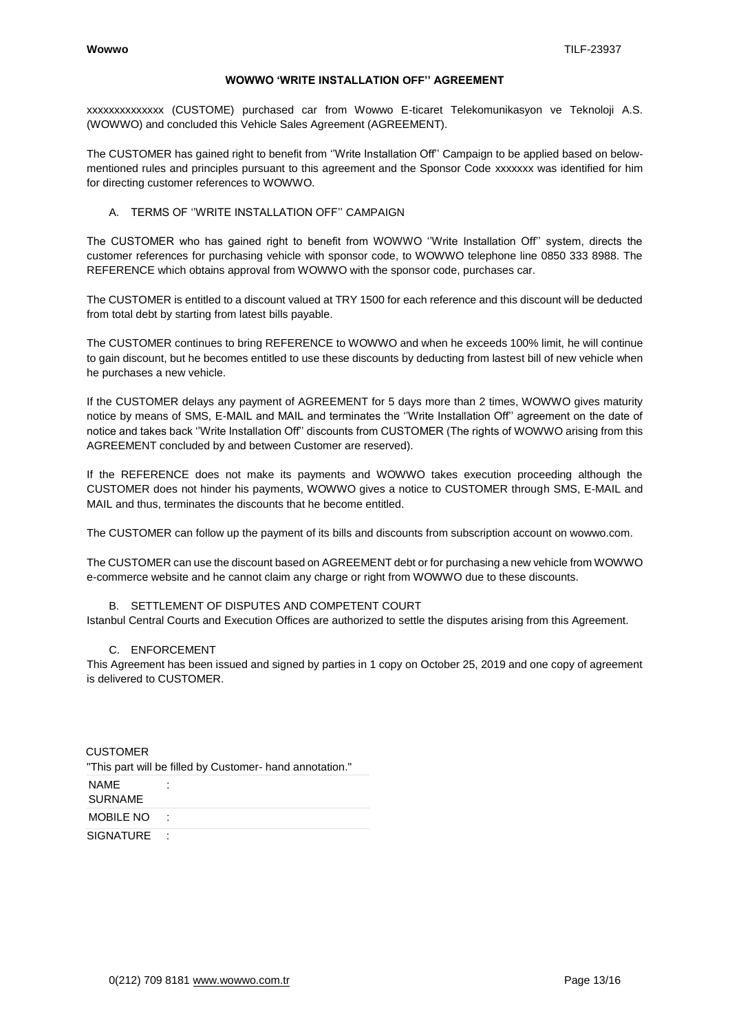**WOWWO 'WRITE INSTALLATION OFF'' AGREEMENT**

xxxxxxxxxxxxxx (CUSTOME) purchased car from Wowwo E-ticaret Telekomunikasyon ve Teknoloji A.S. (WOWWO) and concluded this Vehicle Sales Agreement (AGREEMENT).

The CUSTOMER has gained right to benefit from ''Write Installation Off'' Campaign to be applied based on below-mentioned rules and principles pursuant to this agreement and the Sponsor Code xxxxxxx was identified for him for directing customer references to WOWWO.

A. TERMS OF ''WRITE INSTALLATION OFF'' CAMPAIGN

The CUSTOMER who has gained right to benefit from WOWWO ''Write Installation Off'' system, directs the customer references for purchasing vehicle with sponsor code, to WOWWO telephone line 0850 333 8988. The REFERENCE which obtains approval from WOWWO with the sponsor code, purchases car.

The CUSTOMER is entitled to a discount valued at TRY 1500 for each reference and this discount will be deducted from total debt by starting from latest bills payable.

The CUSTOMER continues to bring REFERENCE to WOWWO and when he exceeds 100% limit, he will continue to gain discount, but he becomes entitled to use these discounts by deducting from lastest bill of new vehicle when he purchases a new vehicle.

If the CUSTOMER delays any payment of AGREEMENT for 5 days more than 2 times, WOWWO gives maturity notice by means of SMS, E-MAIL and MAIL and terminates the ''Write Installation Off'' agreement on the date of notice and takes back ''Write Installation Off'' discounts from CUSTOMER (The rights of WOWWO arising from this AGREEMENT concluded by and between Customer are reserved).

If the REFERENCE does not make its payments and WOWWO takes execution proceeding although the CUSTOMER does not hinder his payments, WOWWO gives a notice to CUSTOMER through SMS, E-MAIL and MAIL and thus, terminates the discounts that he become entitled.

The CUSTOMER can follow up the payment of its bills and discounts from subscription account on wowwo.com.

The CUSTOMER can use the discount based on AGREEMENT debt or for purchasing a new vehicle from WOWWO e-commerce website and he cannot claim any charge or right from WOWWO due to these discounts.

B. SETTLEMENT OF DISPUTES AND COMPETENT COURT

Istanbul Central Courts and Execution Offices are authorized to settle the disputes arising from this Agreement.

C. ENFORCEMENT

This Agreement has been issued and signed by parties in 1 copy on October 25, 2019 and one copy of agreement is delivered to CUSTOMER.

CUSTOMER

"This part will be filled by Customer- hand annotation."

| | |
|---|---|
| NAME SURNAME | : |
| MOBILE NO | : |
| SIGNATURE | : |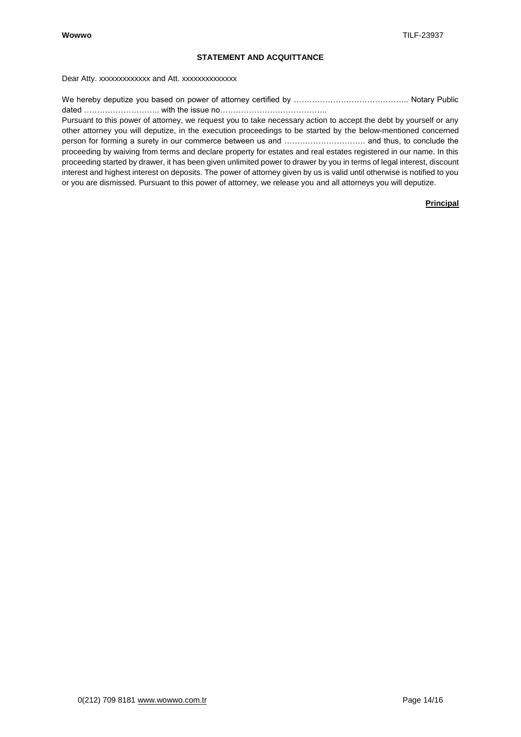**STATEMENT AND ACQUITTANCE**

Dear Atty. xxxxxxxxxxxxx and Att. xxxxxxxxxxxxxx

We hereby deputize you based on power of attorney certified by …………………………………….. Notary Public dated ……………………….. with the issue no…………………………………..

Pursuant to this power of attorney, we request you to take necessary action to accept the debt by yourself or any other attorney you will deputize, in the execution proceedings to be started by the below-mentioned concerned person for forming a surety in our commerce between us and …………………………. and thus, to conclude the proceeding by waiving from terms and declare property for estates and real estates registered in our name. In this proceeding started by drawer, it has been given unlimited power to drawer by you in terms of legal interest, discount interest and highest interest on deposits. The power of attorney given by us is valid until otherwise is notified to you or you are dismissed. Pursuant to this power of attorney, we release you and all attorneys you will deputize.

**Principal**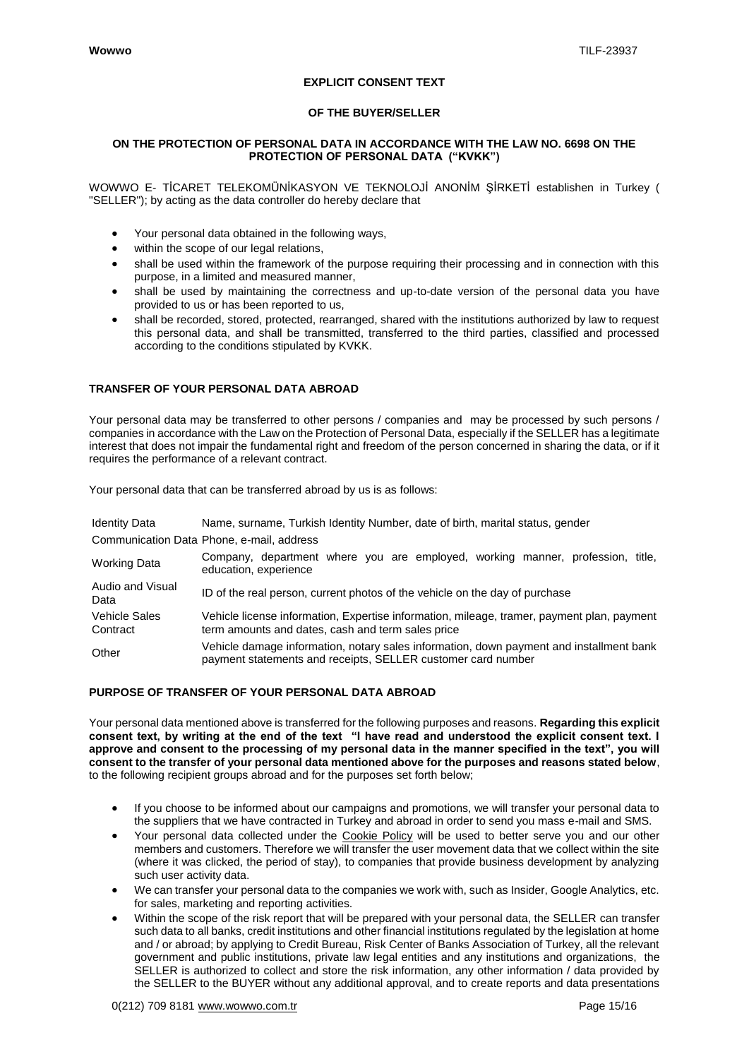## EXPLICIT CONSENT TEXT

## OF THE BUYER/SELLER

### ON THE PROTECTION OF PERSONAL DATA IN ACCORDANCE WITH THE LAW NO. 6698 ON THE PROTECTION OF PERSONAL DATA ("KVKK")

WOWWO E- TİCARET TELEKOMÜNİKASYON VE TEKNOLOJİ ANONİM ŞİRKETİ establishen in Turkey ( "SELLER"); by acting as the data controller do hereby declare that

- Your personal data obtained in the following ways,
- within the scope of our legal relations,
- shall be used within the framework of the purpose requiring their processing and in connection with this purpose, in a limited and measured manner,
- shall be used by maintaining the correctness and up-to-date version of the personal data you have provided to us or has been reported to us,
- shall be recorded, stored, protected, rearranged, shared with the institutions authorized by law to request this personal data, and shall be transmitted, transferred to the third parties, classified and processed according to the conditions stipulated by KVKK.

**TRANSFER OF YOUR PERSONAL DATA ABROAD**

Your personal data may be transferred to other persons / companies and may be processed by such persons / companies in accordance with the Law on the Protection of Personal Data, especially if the SELLER has a legitimate interest that does not impair the fundamental right and freedom of the person concerned in sharing the data, or if it requires the performance of a relevant contract.

Your personal data that can be transferred abroad by us is as follows:

| | |
|---|---|
| Identity Data | Name, surname, Turkish Identity Number, date of birth, marital status, gender |
| Communication Data | Phone, e-mail, address |
| Working Data | Company, department where you are employed, working manner, profession, title, education, experience |
| Audio and Visual Data | ID of the real person, current photos of the vehicle on the day of purchase |
| Vehicle Sales Contract | Vehicle license information, Expertise information, mileage, tramer, payment plan, payment term amounts and dates, cash and term sales price |
| Other | Vehicle damage information, notary sales information, down payment and installment bank payment statements and receipts, SELLER customer card number |

**PURPOSE OF TRANSFER OF YOUR PERSONAL DATA ABROAD**

Your personal data mentioned above is transferred for the following purposes and reasons. **Regarding this explicit consent text, by writing at the end of the text "I have read and understood the explicit consent text. I approve and consent to the processing of my personal data in the manner specified in the text", you will consent to the transfer of your personal data mentioned above for the purposes and reasons stated below**, to the following recipient groups abroad and for the purposes set forth below;

- If you choose to be informed about our campaigns and promotions, we will transfer your personal data to the suppliers that we have contracted in Turkey and abroad in order to send you mass e-mail and SMS.
- Your personal data collected under the Cookie Policy will be used to better serve you and our other members and customers. Therefore we will transfer the user movement data that we collect within the site (where it was clicked, the period of stay), to companies that provide business development by analyzing such user activity data.
- We can transfer your personal data to the companies we work with, such as Insider, Google Analytics, etc. for sales, marketing and reporting activities.
- Within the scope of the risk report that will be prepared with your personal data, the SELLER can transfer such data to all banks, credit institutions and other financial institutions regulated by the legislation at home and / or abroad; by applying to Credit Bureau, Risk Center of Banks Association of Turkey, all the relevant government and public institutions, private law legal entities and any institutions and organizations, the SELLER is authorized to collect and store the risk information, any other information / data provided by the SELLER to the BUYER without any additional approval, and to create reports and data presentations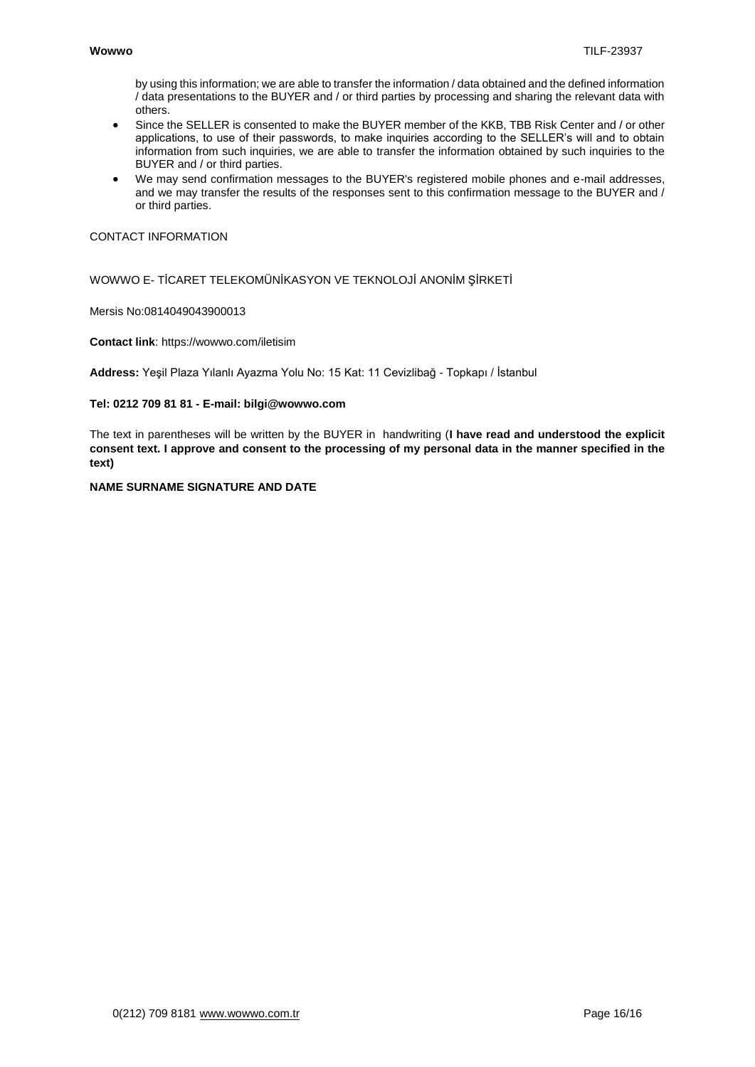by using this information; we are able to transfer the information / data obtained and the defined information / data presentations to the BUYER and / or third parties by processing and sharing the relevant data with others.

- Since the SELLER is consented to make the BUYER member of the KKB, TBB Risk Center and / or other applications, to use of their passwords, to make inquiries according to the SELLER's will and to obtain information from such inquiries, we are able to transfer the information obtained by such inquiries to the BUYER and / or third parties.
- We may send confirmation messages to the BUYER's registered mobile phones and e-mail addresses, and we may transfer the results of the responses sent to this confirmation message to the BUYER and / or third parties.

CONTACT INFORMATION

WOWWO E- TİCARET TELEKOMÜNİKASYON VE TEKNOLOJİ ANONİM ŞİRKETİ

Mersis No:0814049043900013

**Contact link**: https://wowwo.com/iletisim

**Address:** Yeşil Plaza Yılanlı Ayazma Yolu No: 15 Kat: 11 Cevizlibağ - Topkapı / İstanbul

**Tel: 0212 709 81 81 - E-mail: bilgi@wowwo.com**

The text in parentheses will be written by the BUYER in handwriting (**I have read and understood the explicit consent text. I approve and consent to the processing of my personal data in the manner specified in the text)**

**NAME SURNAME SIGNATURE AND DATE**